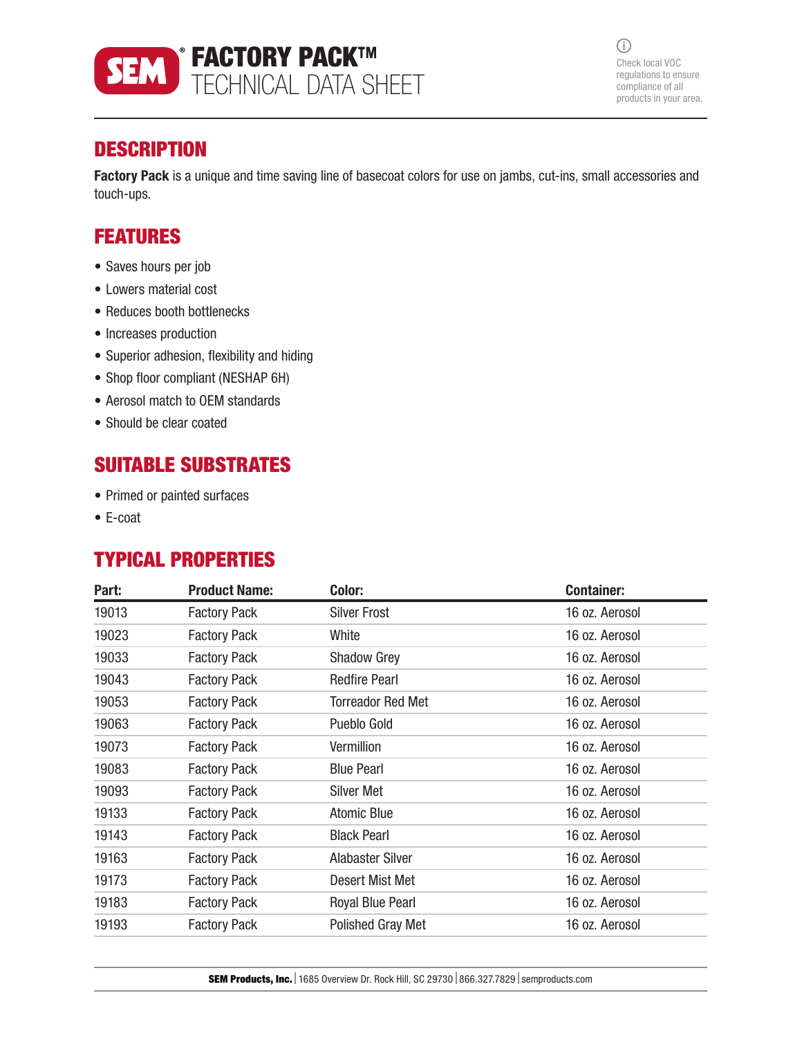# SEM® FACTORY PACK™ TECHNICAL DATA SHEET

Check local VOC regulations to ensure compliance of all products in your area.

## DESCRIPTION

**Factory Pack** is a unique and time saving line of basecoat colors for use on jambs, cut-ins, small accessories and touch-ups.

## FEATURES

- Saves hours per job
- Lowers material cost
- Reduces booth bottlenecks
- Increases production
- Superior adhesion, flexibility and hiding
- Shop floor compliant (NESHAP 6H)
- Aerosol match to OEM standards
- Should be clear coated

## SUITABLE SUBSTRATES

- Primed or painted surfaces
- E-coat

## TYPICAL PROPERTIES

| Part: | Product Name: | Color: | Container: |
|---|---|---|---|
| 19013 | Factory Pack | Silver Frost | 16 oz. Aerosol |
| 19023 | Factory Pack | White | 16 oz. Aerosol |
| 19033 | Factory Pack | Shadow Grey | 16 oz. Aerosol |
| 19043 | Factory Pack | Redfire Pearl | 16 oz. Aerosol |
| 19053 | Factory Pack | Torreador Red Met | 16 oz. Aerosol |
| 19063 | Factory Pack | Pueblo Gold | 16 oz. Aerosol |
| 19073 | Factory Pack | Vermillion | 16 oz. Aerosol |
| 19083 | Factory Pack | Blue Pearl | 16 oz. Aerosol |
| 19093 | Factory Pack | Silver Met | 16 oz. Aerosol |
| 19133 | Factory Pack | Atomic Blue | 16 oz. Aerosol |
| 19143 | Factory Pack | Black Pearl | 16 oz. Aerosol |
| 19163 | Factory Pack | Alabaster Silver | 16 oz. Aerosol |
| 19173 | Factory Pack | Desert Mist Met | 16 oz. Aerosol |
| 19183 | Factory Pack | Royal Blue Pearl | 16 oz. Aerosol |
| 19193 | Factory Pack | Polished Gray Met | 16 oz. Aerosol |

**SEM Products, Inc.** | 1685 Overview Dr. Rock Hill, SC 29730 | 866.327.7829 | semproducts.com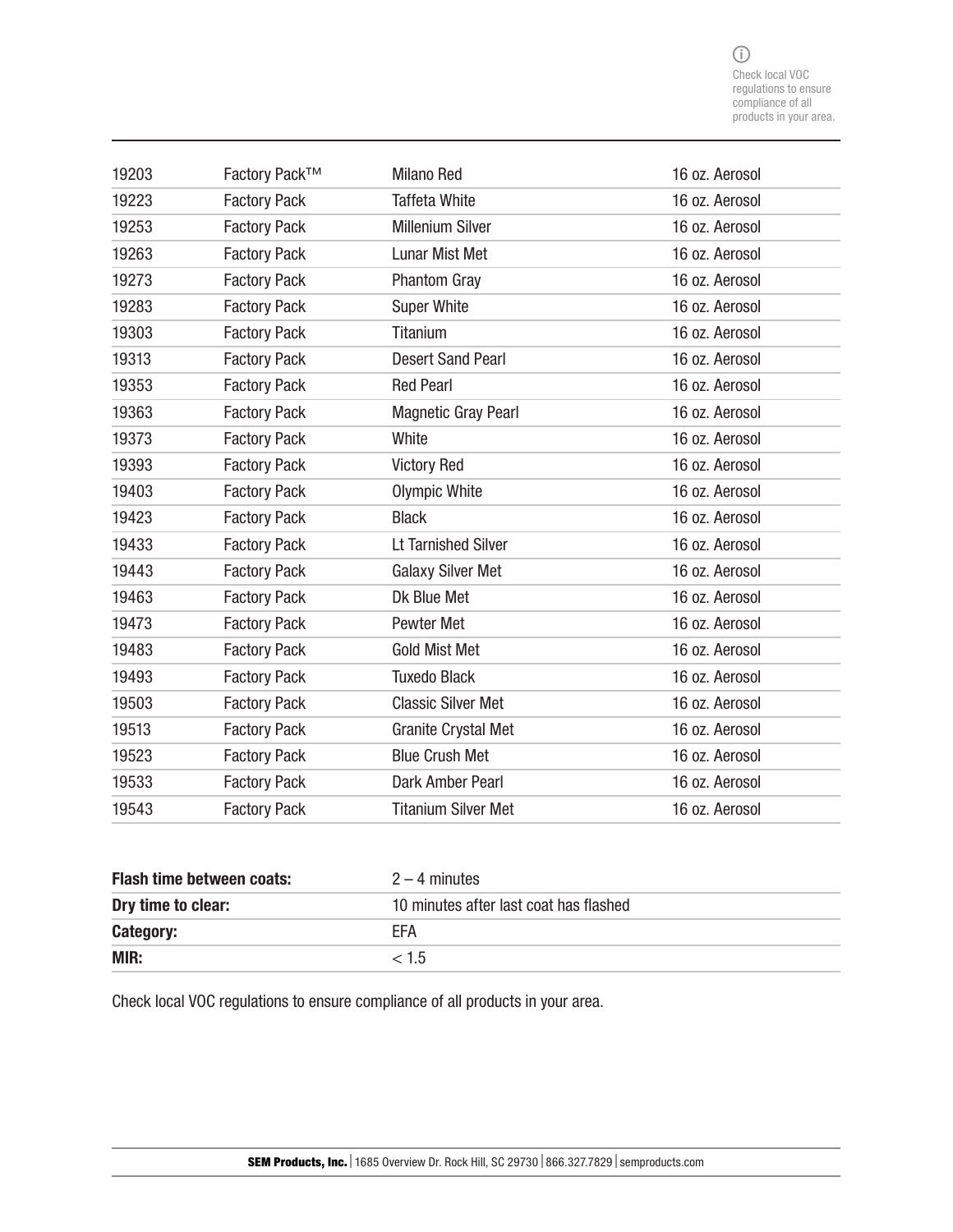Check local VOC regulations to ensure compliance of all products in your area.

| | | | |
|---|---|---|---|
| 19203 | Factory Pack™ | Milano Red | 16 oz. Aerosol |
| 19223 | Factory Pack | Taffeta White | 16 oz. Aerosol |
| 19253 | Factory Pack | Millenium Silver | 16 oz. Aerosol |
| 19263 | Factory Pack | Lunar Mist Met | 16 oz. Aerosol |
| 19273 | Factory Pack | Phantom Gray | 16 oz. Aerosol |
| 19283 | Factory Pack | Super White | 16 oz. Aerosol |
| 19303 | Factory Pack | Titanium | 16 oz. Aerosol |
| 19313 | Factory Pack | Desert Sand Pearl | 16 oz. Aerosol |
| 19353 | Factory Pack | Red Pearl | 16 oz. Aerosol |
| 19363 | Factory Pack | Magnetic Gray Pearl | 16 oz. Aerosol |
| 19373 | Factory Pack | White | 16 oz. Aerosol |
| 19393 | Factory Pack | Victory Red | 16 oz. Aerosol |
| 19403 | Factory Pack | Olympic White | 16 oz. Aerosol |
| 19423 | Factory Pack | Black | 16 oz. Aerosol |
| 19433 | Factory Pack | Lt Tarnished Silver | 16 oz. Aerosol |
| 19443 | Factory Pack | Galaxy Silver Met | 16 oz. Aerosol |
| 19463 | Factory Pack | Dk Blue Met | 16 oz. Aerosol |
| 19473 | Factory Pack | Pewter Met | 16 oz. Aerosol |
| 19483 | Factory Pack | Gold Mist Met | 16 oz. Aerosol |
| 19493 | Factory Pack | Tuxedo Black | 16 oz. Aerosol |
| 19503 | Factory Pack | Classic Silver Met | 16 oz. Aerosol |
| 19513 | Factory Pack | Granite Crystal Met | 16 oz. Aerosol |
| 19523 | Factory Pack | Blue Crush Met | 16 oz. Aerosol |
| 19533 | Factory Pack | Dark Amber Pearl | 16 oz. Aerosol |
| 19543 | Factory Pack | Titanium Silver Met | 16 oz. Aerosol |

| | |
|---|---|
| **Flash time between coats:** | 2 – 4 minutes |
| **Dry time to clear:** | 10 minutes after last coat has flashed |
| **Category:** | EFA |
| **MIR:** | < 1.5 |

Check local VOC regulations to ensure compliance of all products in your area.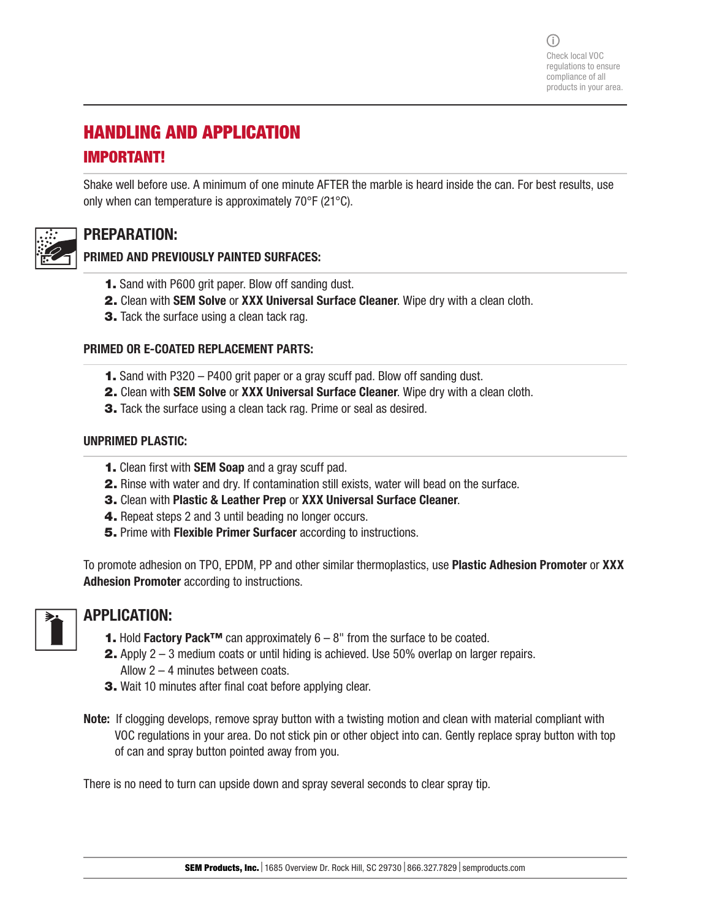Check local VOC regulations to ensure compliance of all products in your area.

# HANDLING AND APPLICATION

## IMPORTANT!

Shake well before use. A minimum of one minute AFTER the marble is heard inside the can. For best results, use only when can temperature is approximately 70°F (21°C).

## PREPARATION:

### PRIMED AND PREVIOUSLY PAINTED SURFACES:

1. Sand with P600 grit paper. Blow off sanding dust.
2. Clean with **SEM Solve** or **XXX Universal Surface Cleaner**. Wipe dry with a clean cloth.
3. Tack the surface using a clean tack rag.

### PRIMED OR E-COATED REPLACEMENT PARTS:

1. Sand with P320 – P400 grit paper or a gray scuff pad. Blow off sanding dust.
2. Clean with **SEM Solve** or **XXX Universal Surface Cleaner**. Wipe dry with a clean cloth.
3. Tack the surface using a clean tack rag. Prime or seal as desired.

### UNPRIMED PLASTIC:

1. Clean first with **SEM Soap** and a gray scuff pad.
2. Rinse with water and dry. If contamination still exists, water will bead on the surface.
3. Clean with **Plastic & Leather Prep** or **XXX Universal Surface Cleaner**.
4. Repeat steps 2 and 3 until beading no longer occurs.
5. Prime with **Flexible Primer Surfacer** according to instructions.

To promote adhesion on TPO, EPDM, PP and other similar thermoplastics, use **Plastic Adhesion Promoter** or **XXX Adhesion Promoter** according to instructions.

## APPLICATION:

1. Hold **Factory Pack™** can approximately 6 – 8" from the surface to be coated.
2. Apply 2 – 3 medium coats or until hiding is achieved. Use 50% overlap on larger repairs. Allow 2 – 4 minutes between coats.
3. Wait 10 minutes after final coat before applying clear.

**Note:** If clogging develops, remove spray button with a twisting motion and clean with material compliant with VOC regulations in your area. Do not stick pin or other object into can. Gently replace spray button with top of can and spray button pointed away from you.

There is no need to turn can upside down and spray several seconds to clear spray tip.

**SEM Products, Inc.** | 1685 Overview Dr. Rock Hill, SC 29730 | 866.327.7829 | semproducts.com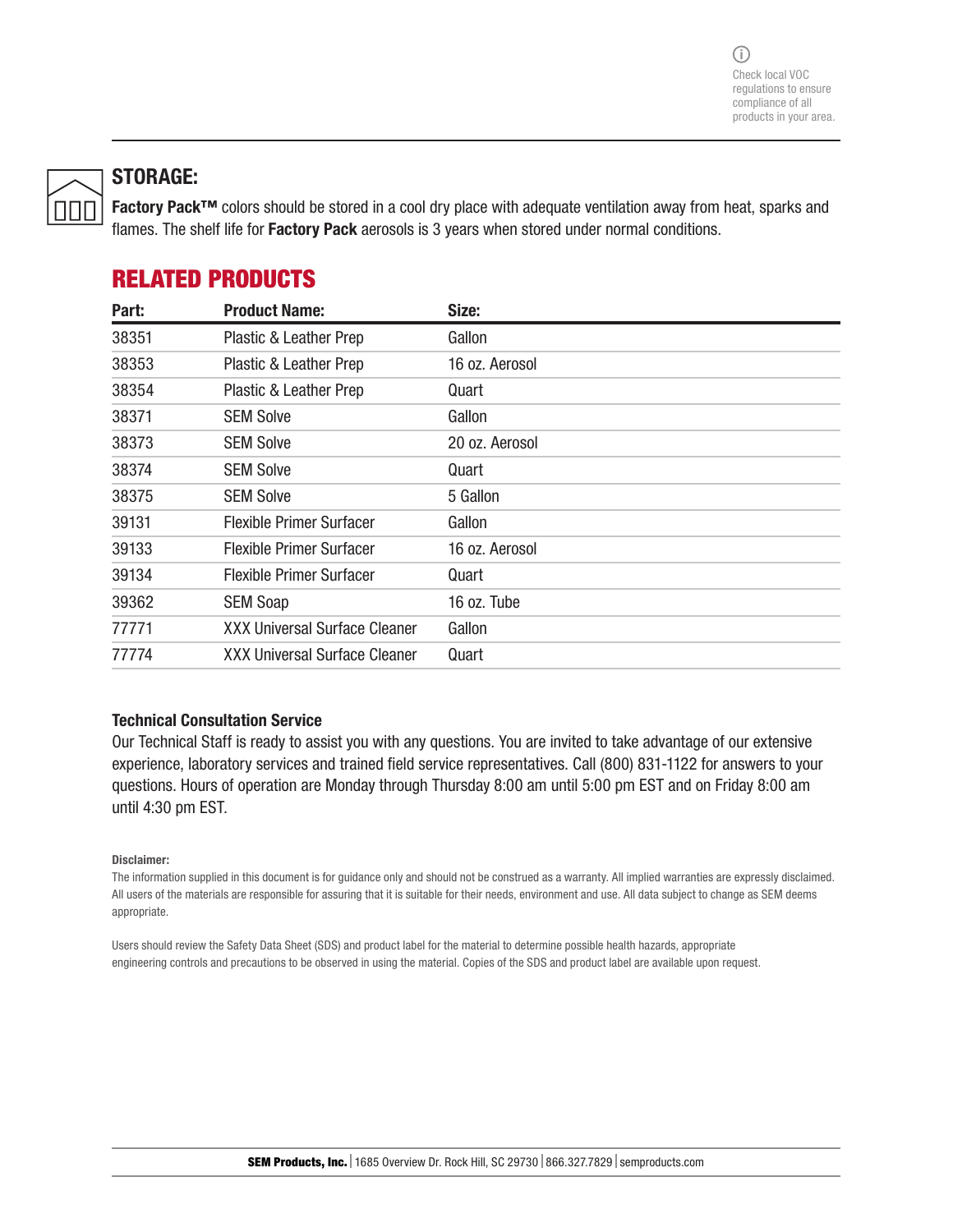Check local VOC regulations to ensure compliance of all products in your area.

## STORAGE:

**Factory Pack™** colors should be stored in a cool dry place with adequate ventilation away from heat, sparks and flames. The shelf life for **Factory Pack** aerosols is 3 years when stored under normal conditions.

## RELATED PRODUCTS

| Part: | Product Name: | Size: |
| --- | --- | --- |
| 38351 | Plastic & Leather Prep | Gallon |
| 38353 | Plastic & Leather Prep | 16 oz. Aerosol |
| 38354 | Plastic & Leather Prep | Quart |
| 38371 | SEM Solve | Gallon |
| 38373 | SEM Solve | 20 oz. Aerosol |
| 38374 | SEM Solve | Quart |
| 38375 | SEM Solve | 5 Gallon |
| 39131 | Flexible Primer Surfacer | Gallon |
| 39133 | Flexible Primer Surfacer | 16 oz. Aerosol |
| 39134 | Flexible Primer Surfacer | Quart |
| 39362 | SEM Soap | 16 oz. Tube |
| 77771 | XXX Universal Surface Cleaner | Gallon |
| 77774 | XXX Universal Surface Cleaner | Quart |

### Technical Consultation Service

Our Technical Staff is ready to assist you with any questions. You are invited to take advantage of our extensive experience, laboratory services and trained field service representatives. Call (800) 831-1122 for answers to your questions. Hours of operation are Monday through Thursday 8:00 am until 5:00 pm EST and on Friday 8:00 am until 4:30 pm EST.

**Disclaimer:**

The information supplied in this document is for guidance only and should not be construed as a warranty. All implied warranties are expressly disclaimed. All users of the materials are responsible for assuring that it is suitable for their needs, environment and use. All data subject to change as SEM deems appropriate.

Users should review the Safety Data Sheet (SDS) and product label for the material to determine possible health hazards, appropriate engineering controls and precautions to be observed in using the material. Copies of the SDS and product label are available upon request.

**SEM Products, Inc.** | 1685 Overview Dr. Rock Hill, SC 29730 | 866.327.7829 | semproducts.com